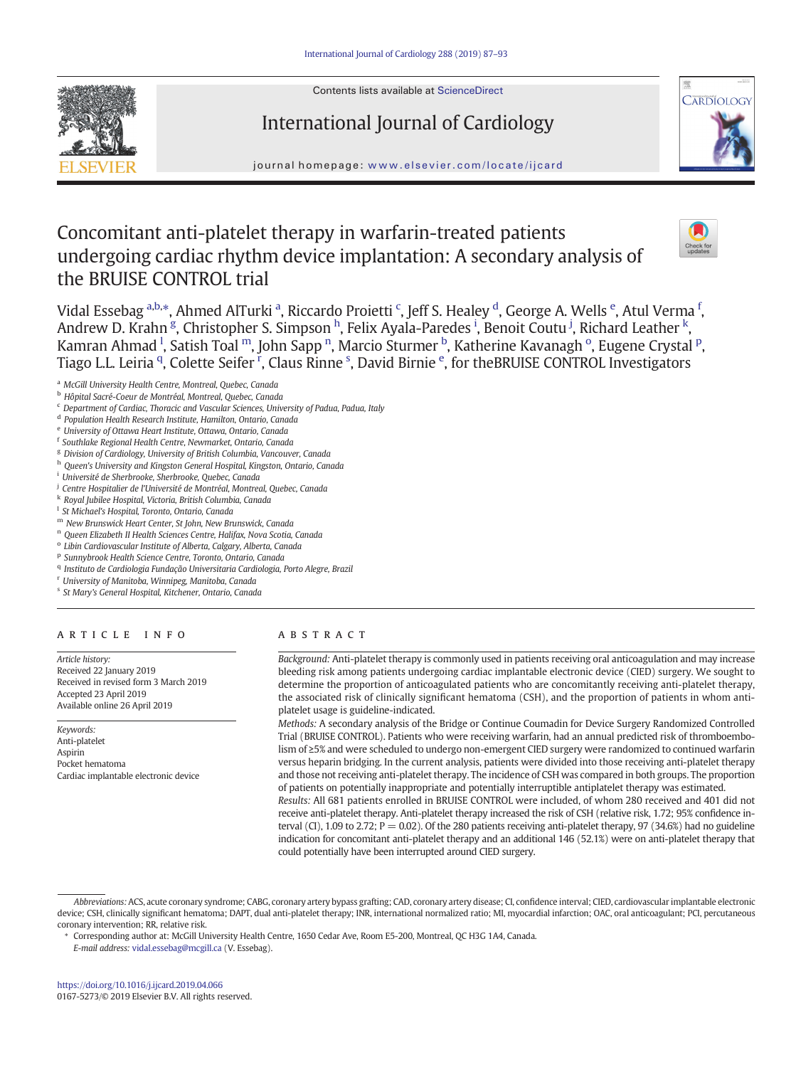# Concomitant anti-platelet therapy in warfarin-treated patients undergoing cardiac rhythm device implantation: A secondary analysis of the BRUISE CONTROL trial

Vidal Essebag [a,b,*], Ahmed AlTurki [a], Riccardo Proietti [c], Jeff S. Healey [d], George A. Wells [e], Atul Verma [f], Andrew D. Krahn [g], Christopher S. Simpson [h], Felix Ayala-Paredes [i], Benoit Coutu [j], Richard Leather [k], Kamran Ahmad [l], Satish Toal [m], John Sapp [n], Marcio Sturmer [b], Katherine Kavanagh [o], Eugene Crystal [p], Tiago L.L. Leiria [q], Colette Seifer [r], Claus Rinne [s], David Birnie [e], for theBRUISE CONTROL Investigators

[a] McGill University Health Centre, Montreal, Quebec, Canada
[b] Hôpital Sacré-Coeur de Montréal, Montreal, Quebec, Canada
[c] Department of Cardiac, Thoracic and Vascular Sciences, University of Padua, Padua, Italy
[d] Population Health Research Institute, Hamilton, Ontario, Canada
[e] University of Ottawa Heart Institute, Ottawa, Ontario, Canada
[f] Southlake Regional Health Centre, Newmarket, Ontario, Canada
[g] Division of Cardiology, University of British Columbia, Vancouver, Canada
[h] Queen's University and Kingston General Hospital, Kingston, Ontario, Canada
[i] Université de Sherbrooke, Sherbrooke, Quebec, Canada
[j] Centre Hospitalier de l'Université de Montréal, Montreal, Quebec, Canada
[k] Royal Jubilee Hospital, Victoria, British Columbia, Canada
[l] St Michael's Hospital, Toronto, Ontario, Canada
[m] New Brunswick Heart Center, St John, New Brunswick, Canada
[n] Queen Elizabeth II Health Sciences Centre, Halifax, Nova Scotia, Canada
[o] Libin Cardiovascular Institute of Alberta, Calgary, Alberta, Canada
[p] Sunnybrook Health Science Centre, Toronto, Ontario, Canada
[q] Instituto de Cardiologia Fundação Universitaria Cardiologia, Porto Alegre, Brazil
[r] University of Manitoba, Winnipeg, Manitoba, Canada
[s] St Mary's General Hospital, Kitchener, Ontario, Canada

## ARTICLE INFO

*Article history:*
Received 22 January 2019
Received in revised form 3 March 2019
Accepted 23 April 2019
Available online 26 April 2019

*Keywords:*
Anti-platelet
Aspirin
Pocket hematoma
Cardiac implantable electronic device

## ABSTRACT

*Background:* Anti-platelet therapy is commonly used in patients receiving oral anticoagulation and may increase bleeding risk among patients undergoing cardiac implantable electronic device (CIED) surgery. We sought to determine the proportion of anticoagulated patients who are concomitantly receiving anti-platelet therapy, the associated risk of clinically significant hematoma (CSH), and the proportion of patients in whom anti-platelet usage is guideline-indicated.

*Methods:* A secondary analysis of the Bridge or Continue Coumadin for Device Surgery Randomized Controlled Trial (BRUISE CONTROL). Patients who were receiving warfarin, had an annual predicted risk of thromboembolism of ≥5% and were scheduled to undergo non-emergent CIED surgery were randomized to continued warfarin versus heparin bridging. In the current analysis, patients were divided into those receiving anti-platelet therapy and those not receiving anti-platelet therapy. The incidence of CSH was compared in both groups. The proportion of patients on potentially inappropriate and potentially interruptible antiplatelet therapy was estimated.

*Results:* All 681 patients enrolled in BRUISE CONTROL were included, of whom 280 received and 401 did not receive anti-platelet therapy. Anti-platelet therapy increased the risk of CSH (relative risk, 1.72; 95% confidence interval (CI), 1.09 to 2.72; P = 0.02). Of the 280 patients receiving anti-platelet therapy, 97 (34.6%) had no guideline indication for concomitant anti-platelet therapy and an additional 146 (52.1%) were on anti-platelet therapy that could potentially have been interrupted around CIED surgery.

*Abbreviations:* ACS, acute coronary syndrome; CABG, coronary artery bypass grafting; CAD, coronary artery disease; CI, confidence interval; CIED, cardiovascular implantable electronic device; CSH, clinically significant hematoma; DAPT, dual anti-platelet therapy; INR, international normalized ratio; MI, myocardial infarction; OAC, oral anticoagulant; PCI, percutaneous coronary intervention; RR, relative risk.

\* Corresponding author at: McGill University Health Centre, 1650 Cedar Ave, Room E5-200, Montreal, QC H3G 1A4, Canada.
*E-mail address:* vidal.essebag@mcgill.ca (V. Essebag).

https://doi.org/10.1016/j.ijcard.2019.04.066
0167-5273/© 2019 Elsevier B.V. All rights reserved.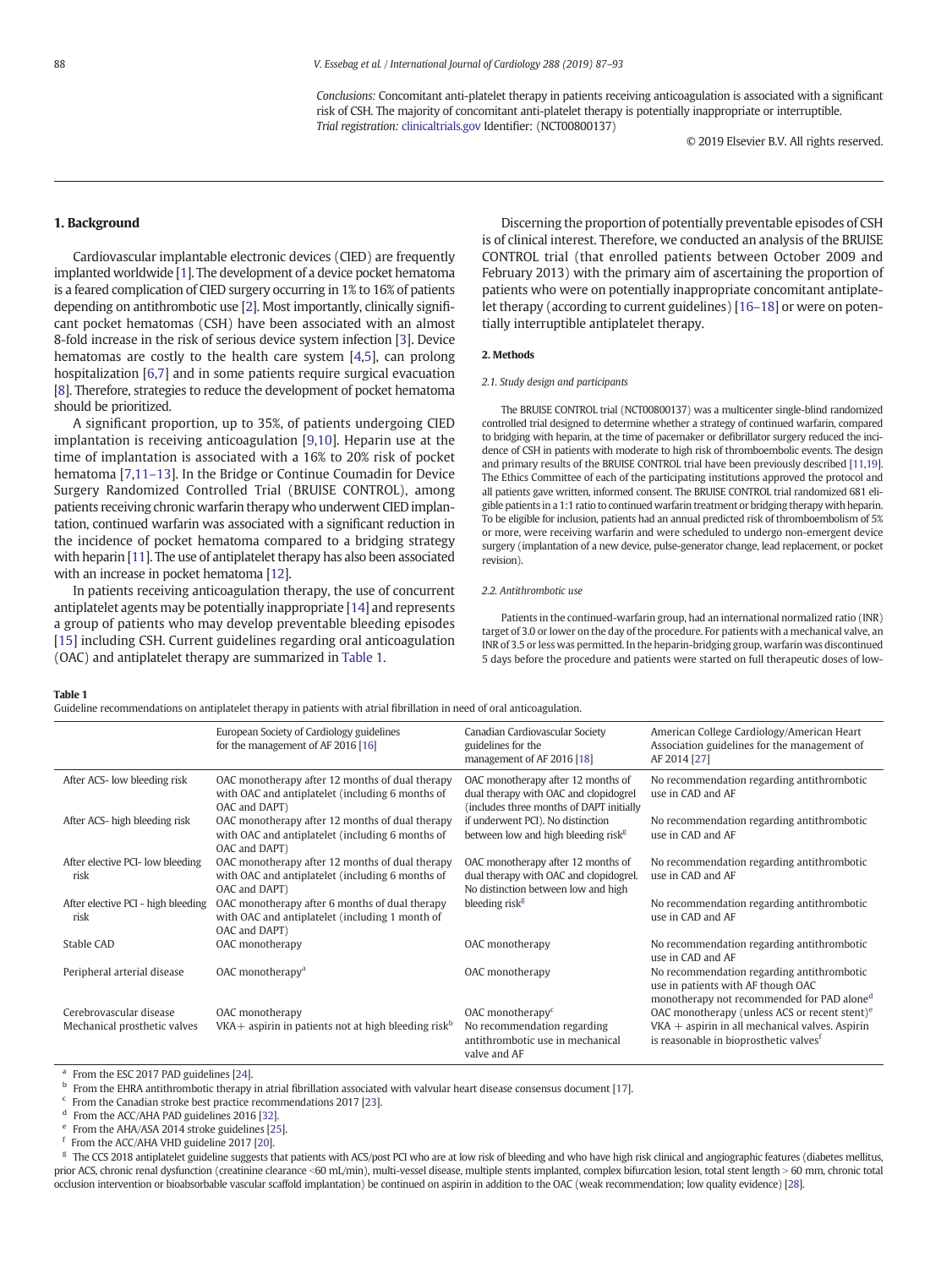*Conclusions:* Concomitant anti-platelet therapy in patients receiving anticoagulation is associated with a significant risk of CSH. The majority of concomitant anti-platelet therapy is potentially inappropriate or interruptible.
*Trial registration:* clinicaltrials.gov Identifier: (NCT00800137)

© 2019 Elsevier B.V. All rights reserved.

## 1. Background

Cardiovascular implantable electronic devices (CIED) are frequently implanted worldwide [1]. The development of a device pocket hematoma is a feared complication of CIED surgery occurring in 1% to 16% of patients depending on antithrombotic use [2]. Most importantly, clinically significant pocket hematomas (CSH) have been associated with an almost 8-fold increase in the risk of serious device system infection [3]. Device hematomas are costly to the health care system [4,5], can prolong hospitalization [6,7] and in some patients require surgical evacuation [8]. Therefore, strategies to reduce the development of pocket hematoma should be prioritized.

A significant proportion, up to 35%, of patients undergoing CIED implantation is receiving anticoagulation [9,10]. Heparin use at the time of implantation is associated with a 16% to 20% risk of pocket hematoma [7,11–13]. In the Bridge or Continue Coumadin for Device Surgery Randomized Controlled Trial (BRUISE CONTROL), among patients receiving chronic warfarin therapy who underwent CIED implantation, continued warfarin was associated with a significant reduction in the incidence of pocket hematoma compared to a bridging strategy with heparin [11]. The use of antiplatelet therapy has also been associated with an increase in pocket hematoma [12].

In patients receiving anticoagulation therapy, the use of concurrent antiplatelet agents may be potentially inappropriate [14] and represents a group of patients who may develop preventable bleeding episodes [15] including CSH. Current guidelines regarding oral anticoagulation (OAC) and antiplatelet therapy are summarized in Table 1.

Discerning the proportion of potentially preventable episodes of CSH is of clinical interest. Therefore, we conducted an analysis of the BRUISE CONTROL trial (that enrolled patients between October 2009 and February 2013) with the primary aim of ascertaining the proportion of patients who were on potentially inappropriate concomitant antiplatelet therapy (according to current guidelines) [16–18] or were on potentially interruptible antiplatelet therapy.

## 2. Methods

### 2.1. Study design and participants

The BRUISE CONTROL trial (NCT00800137) was a multicenter single-blind randomized controlled trial designed to determine whether a strategy of continued warfarin, compared to bridging with heparin, at the time of pacemaker or defibrillator surgery reduced the incidence of CSH in patients with moderate to high risk of thromboembolic events. The design and primary results of the BRUISE CONTROL trial have been previously described [11,19]. The Ethics Committee of each of the participating institutions approved the protocol and all patients gave written, informed consent. The BRUISE CONTROL trial randomized 681 eligible patients in a 1:1 ratio to continued warfarin treatment or bridging therapy with heparin. To be eligible for inclusion, patients had an annual predicted risk of thromboembolism of 5% or more, were receiving warfarin and were scheduled to undergo non-emergent device surgery (implantation of a new device, pulse-generator change, lead replacement, or pocket revision).

### 2.2. Antithrombotic use

Patients in the continued-warfarin group, had an international normalized ratio (INR) target of 3.0 or lower on the day of the procedure. For patients with a mechanical valve, an INR of 3.5 or less was permitted. In the heparin-bridging group, warfarin was discontinued 5 days before the procedure and patients were started on full therapeutic doses of low-

**Table 1**
Guideline recommendations on antiplatelet therapy in patients with atrial fibrillation in need of oral anticoagulation.

| | European Society of Cardiology guidelines for the management of AF 2016 [16] | Canadian Cardiovascular Society guidelines for the management of AF 2014 [18] | American College Cardiology/American Heart Association guidelines for the management of AF 2014 [27] |
|---|---|---|---|
| After ACS- low bleeding risk | OAC monotherapy after 12 months of dual therapy with OAC and antiplatelet (including 6 months of OAC and DAPT) | OAC monotherapy after 12 months of dual therapy with OAC and clopidogrel (includes three months of DAPT initially if underwent PCI). No distinction between low and high bleeding risk[g] | No recommendation regarding antithrombotic use in CAD and AF |
| After ACS- high bleeding risk | OAC monotherapy after 12 months of dual therapy with OAC and antiplatelet (including 6 months of OAC and DAPT) | | No recommendation regarding antithrombotic use in CAD and AF |
| After elective PCI- low bleeding risk | OAC monotherapy after 12 months of dual therapy with OAC and antiplatelet (including 6 months of OAC and DAPT) | OAC monotherapy after 12 months of dual therapy with OAC and clopidogrel. No distinction between low and high bleeding risk[g] | No recommendation regarding antithrombotic use in CAD and AF |
| After elective PCI - high bleeding risk | OAC monotherapy after 6 months of dual therapy with OAC and antiplatelet (including 1 month of OAC and DAPT) | | No recommendation regarding antithrombotic use in CAD and AF |
| Stable CAD | OAC monotherapy | OAC monotherapy | No recommendation regarding antithrombotic use in CAD and AF |
| Peripheral arterial disease | OAC monotherapy[a] | OAC monotherapy | No recommendation regarding antithrombotic use in patients with AF though OAC monotherapy not recommended for PAD alone[d] |
| Cerebrovascular disease | OAC monotherapy | OAC monotherapy[c] | OAC monotherapy (unless ACS or recent stent)[e] |
| Mechanical prosthetic valves | VKA+ aspirin in patients not at high bleeding risk[b] | No recommendation regarding antithrombotic use in mechanical valve and AF | VKA + aspirin in all mechanical valves. Aspirin is reasonable in bioprosthetic valves[f] |

[a] From the ESC 2017 PAD guidelines [24].
[b] From the EHRA antithrombotic therapy in atrial fibrillation associated with valvular heart disease consensus document [17].
[c] From the Canadian stroke best practice recommendations 2017 [23].
[d] From the ACC/AHA PAD guidelines 2016 [32].
[e] From the AHA/ASA 2014 stroke guidelines [25].
[f] From the ACC/AHA VHD guideline 2017 [20].
[g] The CCS 2018 antiplatelet guideline suggests that patients with ACS/post PCI who are at low risk of bleeding and who have high risk clinical and angiographic features (diabetes mellitus, prior ACS, chronic renal dysfunction (creatinine clearance <60 mL/min), multi-vessel disease, multiple stents implanted, complex bifurcation lesion, total stent length > 60 mm, chronic total occlusion intervention or bioabsorbable vascular scaffold implantation) be continued on aspirin in addition to the OAC (weak recommendation; low quality evidence) [28].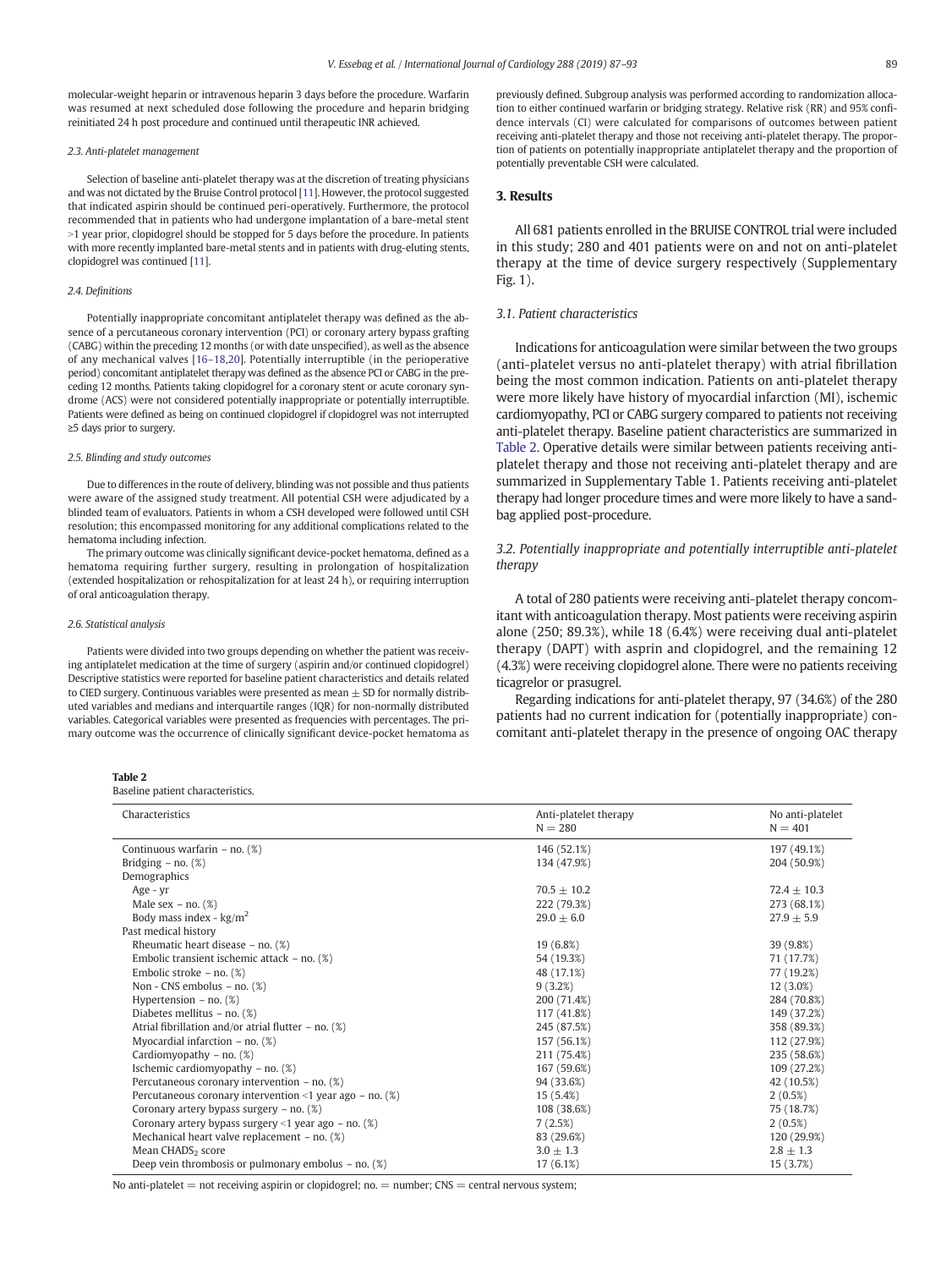molecular-weight heparin or intravenous heparin 3 days before the procedure. Warfarin was resumed at next scheduled dose following the procedure and heparin bridging reinitiated 24 h post procedure and continued until therapeutic INR achieved.

### 2.3. Anti-platelet management

Selection of baseline anti-platelet therapy was at the discretion of treating physicians and was not dictated by the Bruise Control protocol [11]. However, the protocol suggested that indicated aspirin should be continued peri-operatively. Furthermore, the protocol recommended that in patients who had undergone implantation of a bare-metal stent >1 year prior, clopidogrel should be stopped for 5 days before the procedure. In patients with more recently implanted bare-metal stents and in patients with drug-eluting stents, clopidogrel was continued [11].

### 2.4. Definitions

Potentially inappropriate concomitant antiplatelet therapy was defined as the absence of a percutaneous coronary intervention (PCI) or coronary artery bypass grafting (CABG) within the preceding 12 months (or with date unspecified), as well as the absence of any mechanical valves [16–18,20]. Potentially interruptible (in the perioperative period) concomitant antiplatelet therapy was defined as the absence PCI or CABG in the preceding 12 months. Patients taking clopidogrel for a coronary stent or acute coronary syndrome (ACS) were not considered potentially inappropriate or potentially interruptible. Patients were defined as being on continued clopidogrel if clopidogrel was not interrupted ≥5 days prior to surgery.

### 2.5. Blinding and study outcomes

Due to differences in the route of delivery, blinding was not possible and thus patients were aware of the assigned study treatment. All potential CSH were adjudicated by a blinded team of evaluators. Patients in whom a CSH developed were followed until CSH resolution; this encompassed monitoring for any additional complications related to the hematoma including infection.

The primary outcome was clinically significant device-pocket hematoma, defined as a hematoma requiring further surgery, resulting in prolongation of hospitalization (extended hospitalization or rehospitalization for at least 24 h), or requiring interruption of oral anticoagulation therapy.

### 2.6. Statistical analysis

Patients were divided into two groups depending on whether the patient was receiving antiplatelet medication at the time of surgery (aspirin and/or continued clopidogrel) Descriptive statistics were reported for baseline patient characteristics and details related to CIED surgery. Continuous variables were presented as mean ± SD for normally distributed variables and medians and interquartile ranges (IQR) for non-normally distributed variables. Categorical variables were presented as frequencies with percentages. The primary outcome was the occurrence of clinically significant device-pocket hematoma as previously defined. Subgroup analysis was performed according to randomization allocation to either continued warfarin or bridging strategy. Relative risk (RR) and 95% confidence intervals (CI) were calculated for comparisons of outcomes between patient receiving anti-platelet therapy and those not receiving anti-platelet therapy. The proportion of patients on potentially inappropriate antiplatelet therapy and the proportion of potentially preventable CSH were calculated.

## 3. Results

All 681 patients enrolled in the BRUISE CONTROL trial were included in this study; 280 and 401 patients were on and not on anti-platelet therapy at the time of device surgery respectively (Supplementary Fig. 1).

### 3.1. Patient characteristics

Indications for anticoagulation were similar between the two groups (anti-platelet versus no anti-platelet therapy) with atrial fibrillation being the most common indication. Patients on anti-platelet therapy were more likely have history of myocardial infarction (MI), ischemic cardiomyopathy, PCI or CABG surgery compared to patients not receiving anti-platelet therapy. Baseline patient characteristics are summarized in Table 2. Operative details were similar between patients receiving anti-platelet therapy and those not receiving anti-platelet therapy and are summarized in Supplementary Table 1. Patients receiving anti-platelet therapy had longer procedure times and were more likely to have a sandbag applied post-procedure.

### 3.2. Potentially inappropriate and potentially interruptible anti-platelet therapy

A total of 280 patients were receiving anti-platelet therapy concomitant with anticoagulation therapy. Most patients were receiving aspirin alone (250; 89.3%), while 18 (6.4%) were receiving dual anti-platelet therapy (DAPT) with asprin and clopidogrel, and the remaining 12 (4.3%) were receiving clopidogrel alone. There were no patients receiving ticagrelor or prasugrel.

Regarding indications for anti-platelet therapy, 97 (34.6%) of the 280 patients had no current indication for (potentially inappropriate) concomitant anti-platelet therapy in the presence of ongoing OAC therapy

**Table 2**
Baseline patient characteristics.

| Characteristics | Anti-platelet therapy N = 280 | No anti-platelet N = 401 |
|---|---|---|
| Continuous warfarin – no. (%) | 146 (52.1%) | 197 (49.1%) |
| Bridging – no. (%) | 134 (47.9%) | 204 (50.9%) |
| Demographics | | |
| Age - yr | 70.5 ± 10.2 | 72.4 ± 10.3 |
| Male sex – no. (%) | 222 (79.3%) | 273 (68.1%) |
| Body mass index - kg/m$^2$ | 29.0 ± 6.0 | 27.9 ± 5.9 |
| Past medical history | | |
| Rheumatic heart disease – no. (%) | 19 (6.8%) | 39 (9.8%) |
| Embolic transient ischemic attack – no. (%) | 54 (19.3%) | 71 (17.7%) |
| Embolic stroke – no. (%) | 48 (17.1%) | 77 (19.2%) |
| Non - CNS embolus – no. (%) | 9 (3.2%) | 12 (3.0%) |
| Hypertension – no. (%) | 200 (71.4%) | 284 (70.8%) |
| Diabetes mellitus – no. (%) | 117 (41.8%) | 149 (37.2%) |
| Atrial fibrillation and/or atrial flutter – no. (%) | 245 (87.5%) | 358 (89.3%) |
| Myocardial infarction – no. (%) | 157 (56.1%) | 112 (27.9%) |
| Cardiomyopathy – no. (%) | 211 (75.4%) | 235 (58.6%) |
| Ischemic cardiomyopathy – no. (%) | 167 (59.6%) | 109 (27.2%) |
| Percutaneous coronary intervention – no. (%) | 94 (33.6%) | 42 (10.5%) |
| Percutaneous coronary intervention <1 year ago – no. (%) | 15 (5.4%) | 2 (0.5%) |
| Coronary artery bypass surgery – no. (%) | 108 (38.6%) | 75 (18.7%) |
| Coronary artery bypass surgery <1 year ago – no. (%) | 7 (2.5%) | 2 (0.5%) |
| Mechanical heart valve replacement – no. (%) | 83 (29.6%) | 120 (29.9%) |
| Mean CHADS$_2$ score | 3.0 ± 1.3 | 2.8 ± 1.3 |
| Deep vein thrombosis or pulmonary embolus – no. (%) | 17 (6.1%) | 15 (3.7%) |

No anti-platelet = not receiving aspirin or clopidogrel; no. = number; CNS = central nervous system;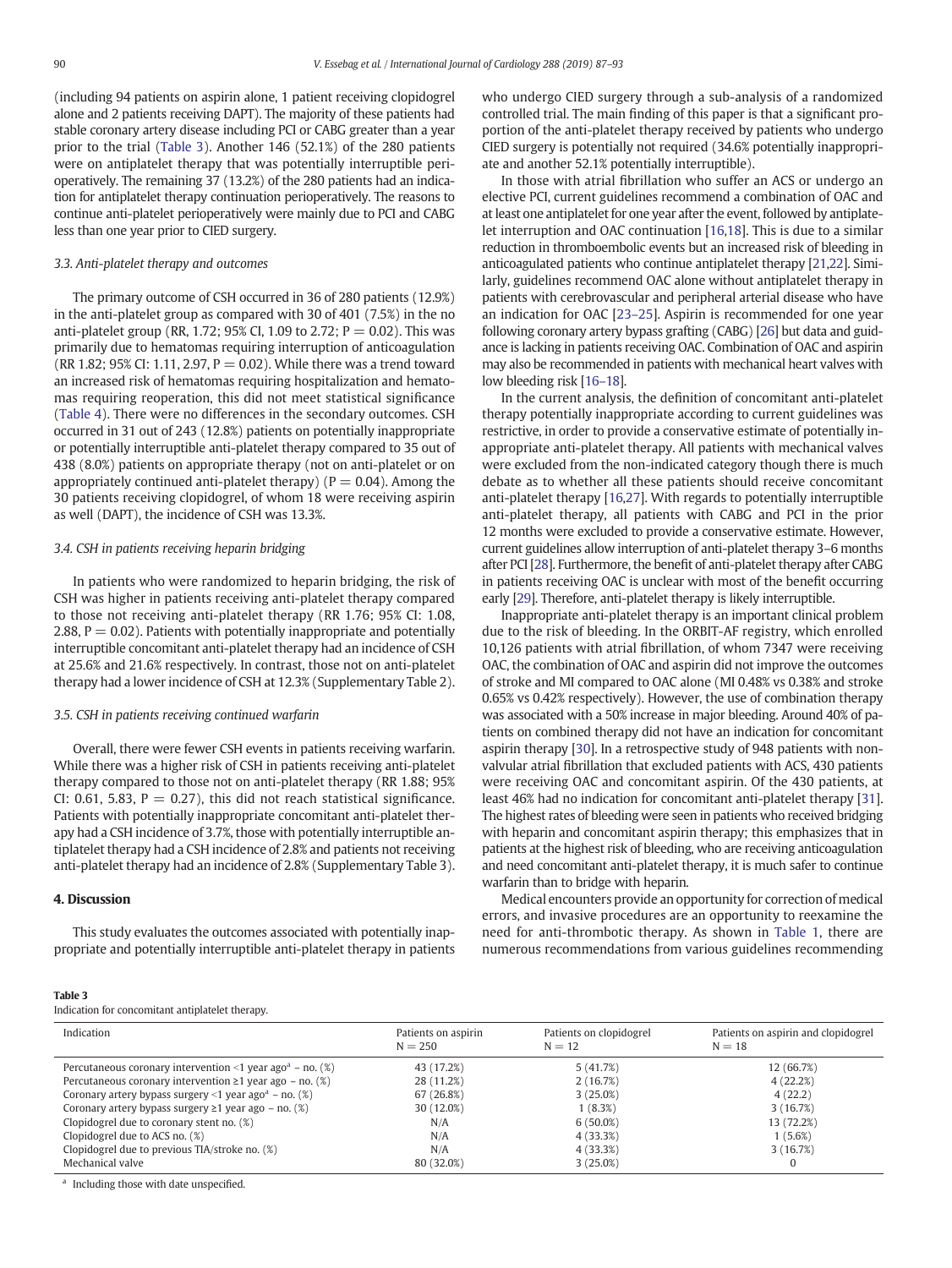(including 94 patients on aspirin alone, 1 patient receiving clopidogrel alone and 2 patients receiving DAPT). The majority of these patients had stable coronary artery disease including PCI or CABG greater than a year prior to the trial (Table 3). Another 146 (52.1%) of the 280 patients were on antiplatelet therapy that was potentially interruptible perioperatively. The remaining 37 (13.2%) of the 280 patients had an indication for antiplatelet therapy continuation perioperatively. The reasons to continue anti-platelet perioperatively were mainly due to PCI and CABG less than one year prior to CIED surgery.

### 3.3. Anti-platelet therapy and outcomes

The primary outcome of CSH occurred in 36 of 280 patients (12.9%) in the anti-platelet group as compared with 30 of 401 (7.5%) in the no anti-platelet group (RR, 1.72; 95% CI, 1.09 to 2.72; P = 0.02). This was primarily due to hematomas requiring interruption of anticoagulation (RR 1.82; 95% CI: 1.11, 2.97, P = 0.02). While there was a trend toward an increased risk of hematomas requiring hospitalization and hematomas requiring reoperation, this did not meet statistical significance (Table 4). There were no differences in the secondary outcomes. CSH occurred in 31 out of 243 (12.8%) patients on potentially inappropriate or potentially interruptible anti-platelet therapy compared to 35 out of 438 (8.0%) patients on appropriate therapy (not on anti-platelet or on appropriately continued anti-platelet therapy) (P = 0.04). Among the 30 patients receiving clopidogrel, of whom 18 were receiving aspirin as well (DAPT), the incidence of CSH was 13.3%.

### 3.4. CSH in patients receiving heparin bridging

In patients who were randomized to heparin bridging, the risk of CSH was higher in patients receiving anti-platelet therapy compared to those not receiving anti-platelet therapy (RR 1.76; 95% CI: 1.08, 2.88, P = 0.02). Patients with potentially inappropriate and potentially interruptible concomitant anti-platelet therapy had an incidence of CSH at 25.6% and 21.6% respectively. In contrast, those not on anti-platelet therapy had a lower incidence of CSH at 12.3% (Supplementary Table 2).

### 3.5. CSH in patients receiving continued warfarin

Overall, there were fewer CSH events in patients receiving warfarin. While there was a higher risk of CSH in patients receiving anti-platelet therapy compared to those not on anti-platelet therapy (RR 1.88; 95% CI: 0.61, 5.83, P = 0.27), this did not reach statistical significance. Patients with potentially inappropriate concomitant anti-platelet therapy had a CSH incidence of 3.7%, those with potentially interruptible antiplatelet therapy had a CSH incidence of 2.8% and patients not receiving anti-platelet therapy had an incidence of 2.8% (Supplementary Table 3).

## 4. Discussion

This study evaluates the outcomes associated with potentially inappropriate and potentially interruptible anti-platelet therapy in patients who undergo CIED surgery through a sub-analysis of a randomized controlled trial. The main finding of this paper is that a significant proportion of the anti-platelet therapy received by patients who undergo CIED surgery is potentially not required (34.6% potentially inappropriate and another 52.1% potentially interruptible).

In those with atrial fibrillation who suffer an ACS or undergo an elective PCI, current guidelines recommend a combination of OAC and at least one antiplatelet for one year after the event, followed by antiplatelet interruption and OAC continuation [16,18]. This is due to a similar reduction in thromboembolic events but an increased risk of bleeding in anticoagulated patients who continue antiplatelet therapy [21,22]. Similarly, guidelines recommend OAC alone without antiplatelet therapy in patients with cerebrovascular and peripheral arterial disease who have an indication for OAC [23–25]. Aspirin is recommended for one year following coronary artery bypass grafting (CABG) [26] but data and guidance is lacking in patients receiving OAC. Combination of OAC and aspirin may also be recommended in patients with mechanical heart valves with low bleeding risk [16–18].

In the current analysis, the definition of concomitant anti-platelet therapy potentially inappropriate according to current guidelines was restrictive, in order to provide a conservative estimate of potentially inappropriate anti-platelet therapy. All patients with mechanical valves were excluded from the non-indicated category though there is much debate as to whether all these patients should receive concomitant anti-platelet therapy [16,27]. With regards to potentially interruptible anti-platelet therapy, all patients with CABG and PCI in the prior 12 months were excluded to provide a conservative estimate. However, current guidelines allow interruption of anti-platelet therapy 3–6 months after PCI [28]. Furthermore, the benefit of anti-platelet therapy after CABG in patients receiving OAC is unclear with most of the benefit occurring early [29]. Therefore, anti-platelet therapy is likely interruptible.

Inappropriate anti-platelet therapy is an important clinical problem due to the risk of bleeding. In the ORBIT-AF registry, which enrolled 10,126 patients with atrial fibrillation, of whom 7347 were receiving OAC, the combination of OAC and aspirin did not improve the outcomes of stroke and MI compared to OAC alone (MI 0.48% vs 0.38% and stroke 0.65% vs 0.42% respectively). However, the use of combination therapy was associated with a 50% increase in major bleeding. Around 40% of patients on combined therapy did not have an indication for concomitant aspirin therapy [30]. In a retrospective study of 948 patients with non-valvular atrial fibrillation that excluded patients with ACS, 430 patients were receiving OAC and concomitant aspirin. Of the 430 patients, at least 46% had no indication for concomitant anti-platelet therapy [31]. The highest rates of bleeding were seen in patients who received bridging with heparin and concomitant aspirin therapy; this emphasizes that in patients at the highest risk of bleeding, who are receiving anticoagulation and need concomitant anti-platelet therapy, it is much safer to continue warfarin than to bridge with heparin.

Medical encounters provide an opportunity for correction of medical errors, and invasive procedures are an opportunity to reexamine the need for anti-thrombotic therapy. As shown in Table 1, there are numerous recommendations from various guidelines recommending

**Table 3**
Indication for concomitant antiplatelet therapy.

| Indication | Patients on aspirin N = 250 | Patients on clopidogrel N = 12 | Patients on aspirin and clopidogrel N = 18 |
|---|---|---|---|
| Percutaneous coronary intervention <1 year ago[a] – no. (%) | 43 (17.2%) | 5 (41.7%) | 12 (66.7%) |
| Percutaneous coronary intervention ≥1 year ago – no. (%) | 28 (11.2%) | 2 (16.7%) | 4 (22.2%) |
| Coronary artery bypass surgery <1 year ago[a] – no. (%) | 67 (26.8%) | 3 (25.0%) | 4 (22.2) |
| Coronary artery bypass surgery ≥1 year ago – no. (%) | 30 (12.0%) | 1 (8.3%) | 3 (16.7%) |
| Clopidogrel due to coronary stent no. (%) | N/A | 6 (50.0%) | 13 (72.2%) |
| Clopidogrel due to ACS no. (%) | N/A | 4 (33.3%) | 1 (5.6%) |
| Clopidogrel due to previous TIA/stroke no. (%) | N/A | 4 (33.3%) | 3 (16.7%) |
| Mechanical valve | 80 (32.0%) | 3 (25.0%) | 0 |

[a] Including those with date unspecified.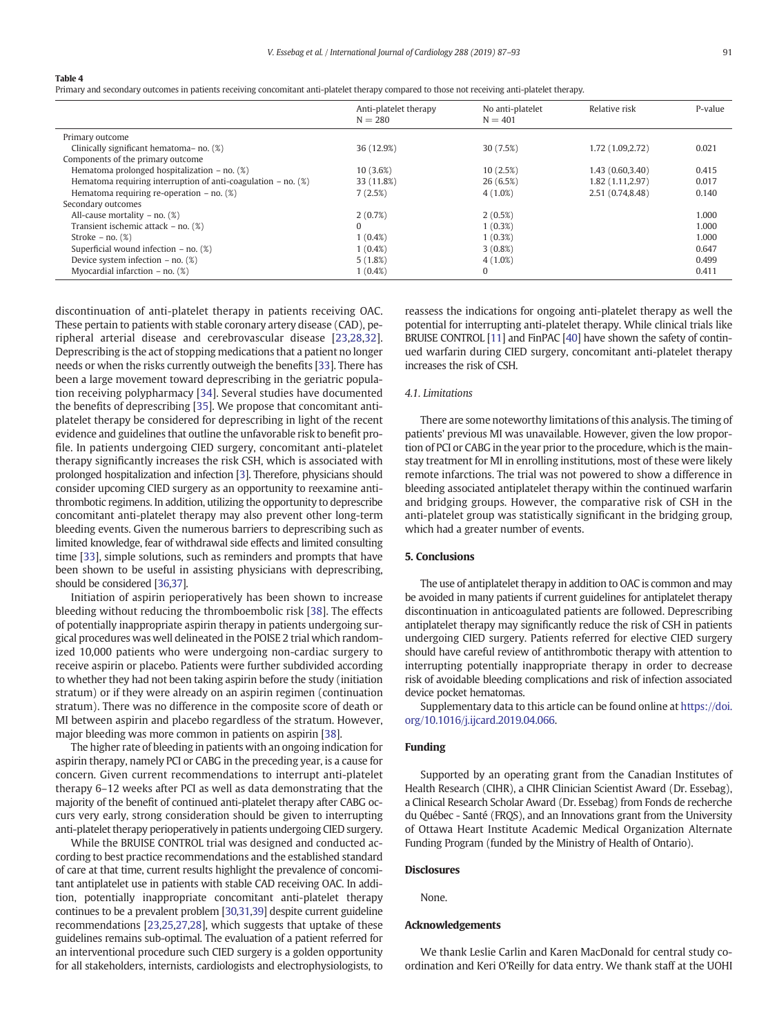**Table 4**
Primary and secondary outcomes in patients receiving concomitant anti-platelet therapy compared to those not receiving anti-platelet therapy.

| | Anti-platelet therapy N = 280 | No anti-platelet N = 401 | Relative risk | P-value |
|---|---|---|---|---|
| Primary outcome | | | | |
| Clinically significant hematoma– no. (%) | 36 (12.9%) | 30 (7.5%) | 1.72 (1.09,2.72) | 0.021 |
| Components of the primary outcome | | | | |
| Hematoma prolonged hospitalization – no. (%) | 10 (3.6%) | 10 (2.5%) | 1.43 (0.60,3.40) | 0.415 |
| Hematoma requiring interruption of anti-coagulation – no. (%) | 33 (11.8%) | 26 (6.5%) | 1.82 (1.11,2.97) | 0.017 |
| Hematoma requiring re-operation – no. (%) | 7 (2.5%) | 4 (1.0%) | 2.51 (0.74,8.48) | 0.140 |
| Secondary outcomes | | | | |
| All-cause mortality – no. (%) | 2 (0.7%) | 2 (0.5%) | | 1.000 |
| Transient ischemic attack – no. (%) | 0 | 1 (0.3%) | | 1.000 |
| Stroke – no. (%) | 1 (0.4%) | 1 (0.3%) | | 1.000 |
| Superficial wound infection – no. (%) | 1 (0.4%) | 3 (0.8%) | | 0.647 |
| Device system infection – no. (%) | 5 (1.8%) | 4 (1.0%) | | 0.499 |
| Myocardial infarction – no. (%) | 1 (0.4%) | 0 | | 0.411 |

discontinuation of anti-platelet therapy in patients receiving OAC. These pertain to patients with stable coronary artery disease (CAD), peripheral arterial disease and cerebrovascular disease [23,28,32]. Deprescribing is the act of stopping medications that a patient no longer needs or when the risks currently outweigh the benefits [33]. There has been a large movement toward deprescribing in the geriatric population receiving polypharmacy [34]. Several studies have documented the benefits of deprescribing [35]. We propose that concomitant anti-platelet therapy be considered for deprescribing in light of the recent evidence and guidelines that outline the unfavorable risk to benefit profile. In patients undergoing CIED surgery, concomitant anti-platelet therapy significantly increases the risk CSH, which is associated with prolonged hospitalization and infection [3]. Therefore, physicians should consider upcoming CIED surgery as an opportunity to reexamine anti-thrombotic regimens. In addition, utilizing the opportunity to deprescribe concomitant anti-platelet therapy may also prevent other long-term bleeding events. Given the numerous barriers to deprescribing such as limited knowledge, fear of withdrawal side effects and limited consulting time [33], simple solutions, such as reminders and prompts that have been shown to be useful in assisting physicians with deprescribing, should be considered [36,37].

Initiation of aspirin perioperatively has been shown to increase bleeding without reducing the thromboembolic risk [38]. The effects of potentially inappropriate aspirin therapy in patients undergoing surgical procedures was well delineated in the POISE 2 trial which randomized 10,000 patients who were undergoing non-cardiac surgery to receive aspirin or placebo. Patients were further subdivided according to whether they had not been taking aspirin before the study (initiation stratum) or if they were already on an aspirin regimen (continuation stratum). There was no difference in the composite score of death or MI between aspirin and placebo regardless of the stratum. However, major bleeding was more common in patients on aspirin [38].

The higher rate of bleeding in patients with an ongoing indication for aspirin therapy, namely PCI or CABG in the preceding year, is a cause for concern. Given current recommendations to interrupt anti-platelet therapy 6–12 weeks after PCI as well as data demonstrating that the majority of the benefit of continued anti-platelet therapy after CABG occurs very early, strong consideration should be given to interrupting anti-platelet therapy perioperatively in patients undergoing CIED surgery.

While the BRUISE CONTROL trial was designed and conducted according to best practice recommendations and the established standard of care at that time, current results highlight the prevalence of concomitant antiplatelet use in patients with stable CAD receiving OAC. In addition, potentially inappropriate concomitant anti-platelet therapy continues to be a prevalent problem [30,31,39] despite current guideline recommendations [23,25,27,28], which suggests that uptake of these guidelines remains sub-optimal. The evaluation of a patient referred for an interventional procedure such CIED surgery is a golden opportunity for all stakeholders, internists, cardiologists and electrophysiologists, to reassess the indications for ongoing anti-platelet therapy as well the potential for interrupting anti-platelet therapy. While clinical trials like BRUISE CONTROL [11] and FinPAC [40] have shown the safety of continued warfarin during CIED surgery, concomitant anti-platelet therapy increases the risk of CSH.

### 4.1. Limitations

There are some noteworthy limitations of this analysis. The timing of patients' previous MI was unavailable. However, given the low proportion of PCI or CABG in the year prior to the procedure, which is the mainstay treatment for MI in enrolling institutions, most of these were likely remote infarctions. The trial was not powered to show a difference in bleeding associated antiplatelet therapy within the continued warfarin and bridging groups. However, the comparative risk of CSH in the anti-platelet group was statistically significant in the bridging group, which had a greater number of events.

## 5. Conclusions

The use of antiplatelet therapy in addition to OAC is common and may be avoided in many patients if current guidelines for antiplatelet therapy discontinuation in anticoagulated patients are followed. Deprescribing antiplatelet therapy may significantly reduce the risk of CSH in patients undergoing CIED surgery. Patients referred for elective CIED surgery should have careful review of antithrombotic therapy with attention to interrupting potentially inappropriate therapy in order to decrease risk of avoidable bleeding complications and risk of infection associated device pocket hematomas.

Supplementary data to this article can be found online at https://doi.org/10.1016/j.ijcard.2019.04.066.

## Funding

Supported by an operating grant from the Canadian Institutes of Health Research (CIHR), a CIHR Clinician Scientist Award (Dr. Essebag), a Clinical Research Scholar Award (Dr. Essebag) from Fonds de recherche du Québec - Santé (FRQS), and an Innovations grant from the University of Ottawa Heart Institute Academic Medical Organization Alternate Funding Program (funded by the Ministry of Health of Ontario).

## Disclosures

None.

## Acknowledgements

We thank Leslie Carlin and Karen MacDonald for central study coordination and Keri O'Reilly for data entry. We thank staff at the UOHI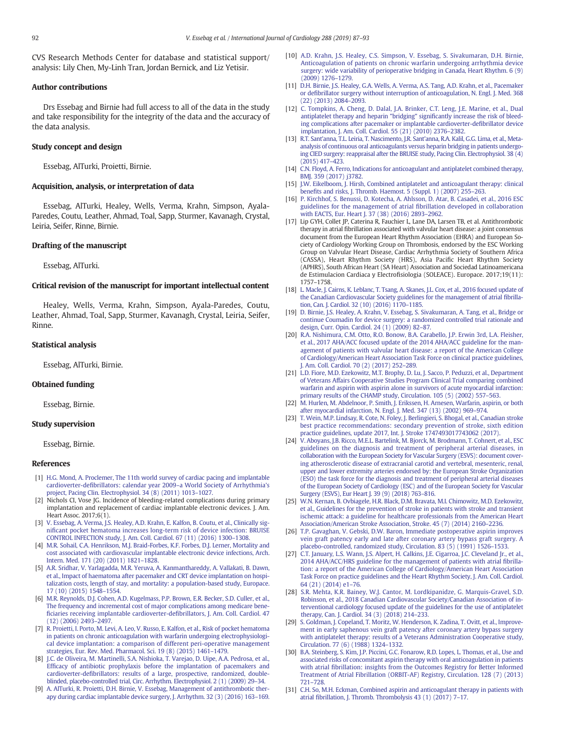CVS Research Methods Center for database and statistical support/analysis: Lily Chen, My-Linh Tran, Jordan Bernick, and Liz Yetisir.

## Author contributions

Drs Essebag and Birnie had full access to all of the data in the study and take responsibility for the integrity of the data and the accuracy of the data analysis.

## Study concept and design

Essebag, AlTurki, Proietti, Birnie.

## Acquisition, analysis, or interpretation of data

Essebag, AlTurki, Healey, Wells, Verma, Krahn, Simpson, Ayala-Paredes, Coutu, Leather, Ahmad, Toal, Sapp, Sturmer, Kavanagh, Crystal, Leiria, Seifer, Rinne, Birnie.

## Drafting of the manuscript

Essebag, AlTurki.

## Critical revision of the manuscript for important intellectual content

Healey, Wells, Verma, Krahn, Simpson, Ayala-Paredes, Coutu, Leather, Ahmad, Toal, Sapp, Sturmer, Kavanagh, Crystal, Leiria, Seifer, Rinne.

## Statistical analysis

Essebag, AlTurki, Birnie.

## Obtained funding

Essebag, Birnie.

## Study supervision

Essebag, Birnie.

## References

[1] H.G. Mond, A. Proclemer, The 11th world survey of cardiac pacing and implantable cardioverter-defibrillators: calendar year 2009–a World Society of Arrhythmia's project, Pacing Clin. Electrophysiol. 34 (8) (2011) 1013–1027.

[2] Nichols CI, Vose JG. Incidence of bleeding-related complications during primary implantation and replacement of cardiac implantable electronic devices. J. Am. Heart Assoc. 2017;6(1).

[3] V. Essebag, A. Verma, J.S. Healey, A.D. Krahn, E. Kalfon, B. Coutu, et al., Clinically significant pocket hematoma increases long-term risk of device infection: BRUISE CONTROL INFECTION study, J. Am. Coll. Cardiol. 67 (11) (2016) 1300–1308.

[4] M.R. Sohail, C.A. Henrikson, M.J. Braid-Forbes, K.F. Forbes, D.J. Lerner, Mortality and cost associated with cardiovascular implantable electronic device infections, Arch. Intern. Med. 171 (20) (2011) 1821–1828.

[5] A.R. Sridhar, V. Yarlagadda, M.R. Yeruva, A. Kanmanthareddy, A. Vallakati, B. Dawn, et al., Impact of haematoma after pacemaker and CRT device implantation on hospitalization costs, length of stay, and mortality: a population-based study, Europace. 17 (10) (2015) 1548–1554.

[6] M.R. Reynolds, D.J. Cohen, A.D. Kugelmass, P.P. Brown, E.R. Becker, S.D. Culler, et al., The frequency and incremental cost of major complications among medicare beneficiaries receiving implantable cardioverter-defibrillators, J. Am. Coll. Cardiol. 47 (12) (2006) 2493–2497.

[7] R. Proietti, I. Porto, M. Levi, A. Leo, V. Russo, E. Kalfon, et al., Risk of pocket hematoma in patients on chronic anticoagulation with warfarin undergoing electrophysiological device implantation: a comparison of different peri-operative management strategies, Eur. Rev. Med. Pharmacol. Sci. 19 (8) (2015) 1461–1479.

[8] J.C. de Oliveira, M. Martinelli, S.A. Nishioka, T. Varejao, D. Uipe, A.A. Pedrosa, et al., Efficacy of antibiotic prophylaxis before the implantation of pacemakers and cardioverter-defibrillators: results of a large, prospective, randomized, double-blinded, placebo-controlled trial, Circ. Arrhythm. Electrophysiol. 2 (1) (2009) 29–34.

[9] A. AlTurki, R. Proietti, D.H. Birnie, V. Essebag, Management of antithrombotic therapy during cardiac implantable device surgery, J. Arrhythm. 32 (3) (2016) 163–169.

[10] A.D. Krahn, J.S. Healey, C.S. Simpson, V. Essebag, S. Sivakumaran, D.H. Birnie, Anticoagulation of patients on chronic warfarin undergoing arrhythmia device surgery: wide variability of perioperative bridging in Canada, Heart Rhythm. 6 (9) (2009) 1276–1279.

[11] D.H. Birnie, J.S. Healey, G.A. Wells, A. Verma, A.S. Tang, A.D. Krahn, et al., Pacemaker or defibrillator surgery without interruption of anticoagulation, N. Engl. J. Med. 368 (22) (2013) 2084–2093.

[12] C. Tompkins, A. Cheng, D. Dalal, J.A. Brinker, C.T. Leng, J.E. Marine, et al., Dual antiplatelet therapy and heparin "bridging" significantly increase the risk of bleeding complications after pacemaker or implantable cardioverter-defibrillator device implantation, J. Am. Coll. Cardiol. 55 (21) (2010) 2376–2382.

[13] R.T. Sant'anna, T.L. Leiria, T. Nascimento, J.R. Sant'anna, R.A. Kalil, G.G. Lima, et al., Meta-analysis of continuous oral anticoagulants versus heparin bridging in patients undergoing CIED surgery: reappraisal after the BRUISE study, Pacing Clin. Electrophysiol. 38 (4) (2015) 417–423.

[14] C.N. Floyd, A. Ferro, Indications for anticoagulant and antiplatelet combined therapy, BMJ. 359 (2017) j3782.

[15] J.W. Eikelboom, J. Hirsh, Combined antiplatelet and anticoagulant therapy: clinical benefits and risks, J. Thromb. Haemost. 5 (Suppl. 1) (2007) 255–263.

[16] P. Kirchhof, S. Benussi, D. Kotecha, A. Ahlsson, D. Atar, B. Casadei, et al., 2016 ESC guidelines for the management of atrial fibrillation developed in collaboration with EACTS, Eur. Heart J. 37 (38) (2016) 2893–2962.

[17] Lip GYH, Collet JP, Caterina R, Fauchier L, Lane DA, Larsen TB, et al. Antithrombotic therapy in atrial fibrillation associated with valvular heart disease: a joint consensus document from the European Heart Rhythm Association (EHRA) and European Society of Cardiology Working Group on Thrombosis, endorsed by the ESC Working Group on Valvular Heart Disease, Cardiac Arrhythmia Society of Southern Africa (CASSA), Heart Rhythm Society (HRS), Asia Pacific Heart Rhythm Society (APHRS), South African Heart (SA Heart) Association and Sociedad Latinoamericana de Estimulacion Cardiaca y Electrofisiologia (SOLEACE). Europace. 2017;19(11): 1757–1758.

[18] L. Macle, J. Cairns, K. Leblanc, T. Tsang, A. Skanes, J.L. Cox, et al., 2016 focused update of the Canadian Cardiovascular Society guidelines for the management of atrial fibrillation, Can. J. Cardiol. 32 (10) (2016) 1170–1185.

[19] D. Birnie, J.S. Healey, A. Krahn, V. Essebag, S. Sivakumaran, A. Tang, et al., Bridge or continue Coumadin for device surgery: a randomized controlled trial rationale and design, Curr. Opin. Cardiol. 24 (1) (2009) 82–87.

[20] R.A. Nishimura, C.M. Otto, R.O. Bonow, B.A. Carabello, J.P. Erwin 3rd, L.A. Fleisher, et al., 2017 AHA/ACC focused update of the 2014 AHA/ACC guideline for the management of patients with valvular heart disease: a report of the American College of Cardiology/American Heart Association Task Force on clinical practice guidelines, J. Am. Coll. Cardiol. 70 (2) (2017) 252–289.

[21] L.D. Fiore, M.D. Ezekowitz, M.T. Brophy, D. Lu, J. Sacco, P. Peduzzi, et al., Department of Veterans Affairs Cooperative Studies Program Clinical Trial comparing combined warfarin and aspirin with aspirin alone in survivors of acute myocardial infarction: primary results of the CHAMP study, Circulation. 105 (5) (2002) 557–563.

[22] M. Hurlen, M. Abdelnoor, P. Smith, J. Erikssen, H. Arnesen, Warfarin, aspirin, or both after myocardial infarction, N. Engl. J. Med. 347 (13) (2002) 969–974.

[23] T. Wein, M.P. Lindsay, R. Cote, N. Foley, J. Berlingieri, S. Bhogal, et al., Canadian stroke best practice recommendations: secondary prevention of stroke, sixth edition practice guidelines, update 2017, Int. J. Stroke 1747493017743062 (2017).

[24] V. Aboyans, J.B. Ricco, M.E.L. Bartelink, M. Bjorck, M. Brodmann, T. Cohnert, et al., ESC guidelines on the diagnosis and treatment of peripheral arterial diseases, in collaboration with the European Society for Vascular Surgery (ESVS): document covering atherosclerotic disease of extracranial carotid and vertebral, mesenteric, renal, upper and lower extremity arteries endorsed by: the European Stroke Organization (ESO) the task force for the diagnosis and treatment of peripheral arterial diseases of the European Society of Cardiology (ESC) and of the European Society for Vascular Surgery (ESVS), Eur Heart J. 39 (9) (2018) 763–816.

[25] W.N. Kernan, B. Ovbiagele, H.R. Black, D.M. Bravata, M.I. Chimowitz, M.D. Ezekowitz, et al., Guidelines for the prevention of stroke in patients with stroke and transient ischemic attack: a guideline for healthcare professionals from the American Heart Association/American Stroke Association, Stroke. 45 (7) (2014) 2160–2236.

[26] T.P. Gavaghan, V. Gebski, D.W. Baron, Immediate postoperative aspirin improves vein graft patency early and late after coronary artery bypass graft surgery. A placebo-controlled, randomized study, Circulation. 83 (5) (1991) 1526–1533.

[27] C.T. January, L.S. Wann, J.S. Alpert, H. Calkins, J.E. Cigarroa, J.C. Cleveland Jr., et al., 2014 AHA/ACC/HRS guideline for the management of patients with atrial fibrillation: a report of the American College of Cardiology/American Heart Association Task Force on practice guidelines and the Heart Rhythm Society, J. Am. Coll. Cardiol. 64 (21) (2014) e1–76.

[28] S.R. Mehta, K.R. Bainey, W.J. Cantor, M. Lordkipanidze, G. Marquis-Gravel, S.D. Robinson, et al., 2018 Canadian Cardiovascular Society/Canadian Association of interventional cardiology focused update of the guidelines for the use of antiplatelet therapy, Can. J. Cardiol. 34 (3) (2018) 214–233.

[29] S. Goldman, J. Copeland, T. Moritz, W. Henderson, K. Zadina, T. Ovitt, et al., Improvement in early saphenous vein graft patency after coronary artery bypass surgery with antiplatelet therapy: results of a Veterans Administration Cooperative study, Circulation. 77 (6) (1988) 1324–1332.

[30] B.A. Steinberg, S. Kim, J.P. Piccini, G.C. Fonarow, R.D. Lopes, L. Thomas, et al., Use and associated risks of concomitant aspirin therapy with oral anticoagulation in patients with atrial fibrillation: insights from the Outcomes Registry for Better Informed Treatment of Atrial Fibrillation (ORBIT-AF) Registry, Circulation. 128 (7) (2013) 721–728.

[31] C.H. So, M.H. Eckman, Combined aspirin and anticoagulant therapy in patients with atrial fibrillation, J. Thromb. Thrombolysis 43 (1) (2017) 7–17.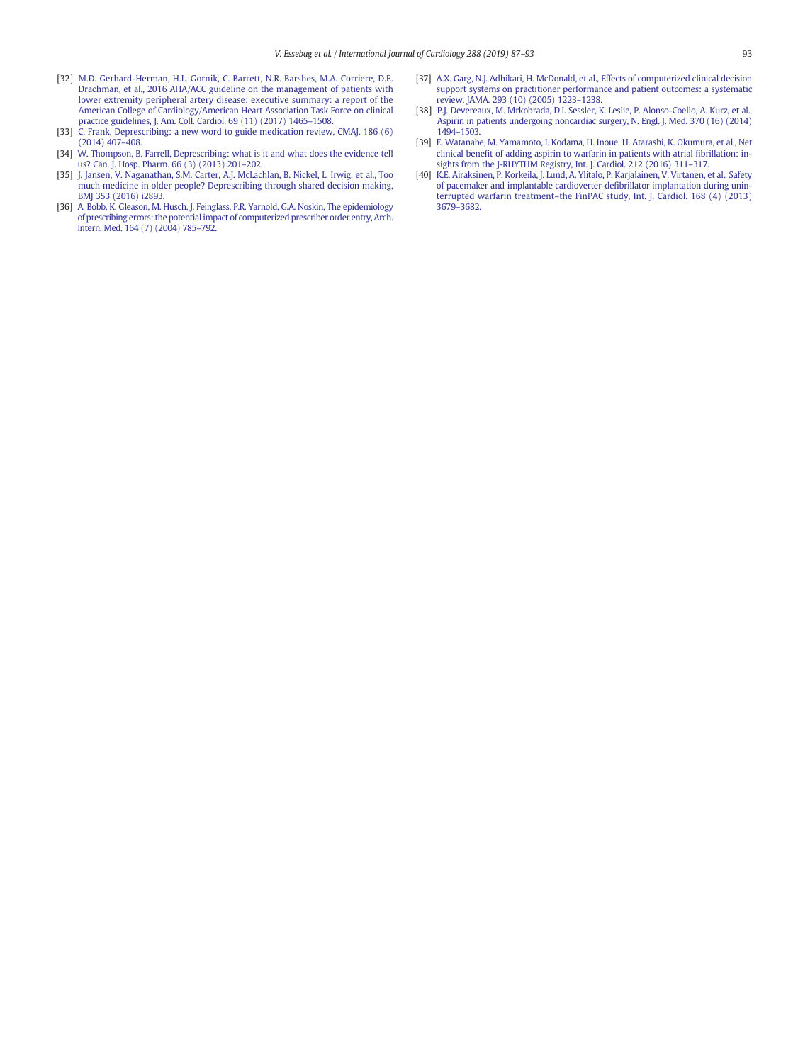[32] M.D. Gerhard-Herman, H.L. Gornik, C. Barrett, N.R. Barshes, M.A. Corriere, D.E. Drachman, et al., 2016 AHA/ACC guideline on the management of patients with lower extremity peripheral artery disease: executive summary: a report of the American College of Cardiology/American Heart Association Task Force on clinical practice guidelines, J. Am. Coll. Cardiol. 69 (11) (2017) 1465–1508.

[33] C. Frank, Deprescribing: a new word to guide medication review, CMAJ. 186 (6) (2014) 407–408.

[34] W. Thompson, B. Farrell, Deprescribing: what is it and what does the evidence tell us? Can. J. Hosp. Pharm. 66 (3) (2013) 201–202.

[35] J. Jansen, V. Naganathan, S.M. Carter, A.J. McLachlan, B. Nickel, L. Irwig, et al., Too much medicine in older people? Deprescribing through shared decision making, BMJ 353 (2016) i2893.

[36] A. Bobb, K. Gleason, M. Husch, J. Feinglass, P.R. Yarnold, G.A. Noskin, The epidemiology of prescribing errors: the potential impact of computerized prescriber order entry, Arch. Intern. Med. 164 (7) (2004) 785–792.

[37] A.X. Garg, N.J. Adhikari, H. McDonald, et al., Effects of computerized clinical decision support systems on practitioner performance and patient outcomes: a systematic review, JAMA. 293 (10) (2005) 1223–1238.

[38] P.J. Devereaux, M. Mrkobrada, D.I. Sessler, K. Leslie, P. Alonso-Coello, A. Kurz, et al., Aspirin in patients undergoing noncardiac surgery, N. Engl. J. Med. 370 (16) (2014) 1494–1503.

[39] E. Watanabe, M. Yamamoto, I. Kodama, H. Inoue, H. Atarashi, K. Okumura, et al., Net clinical benefit of adding aspirin to warfarin in patients with atrial fibrillation: insights from the J-RHYTHM Registry, Int. J. Cardiol. 212 (2016) 311–317.

[40] K.E. Airaksinen, P. Korkeila, J. Lund, A. Ylitalo, P. Karjalainen, V. Virtanen, et al., Safety of pacemaker and implantable cardioverter-defibrillator implantation during uninterrupted warfarin treatment–the FinPAC study, Int. J. Cardiol. 168 (4) (2013) 3679–3682.